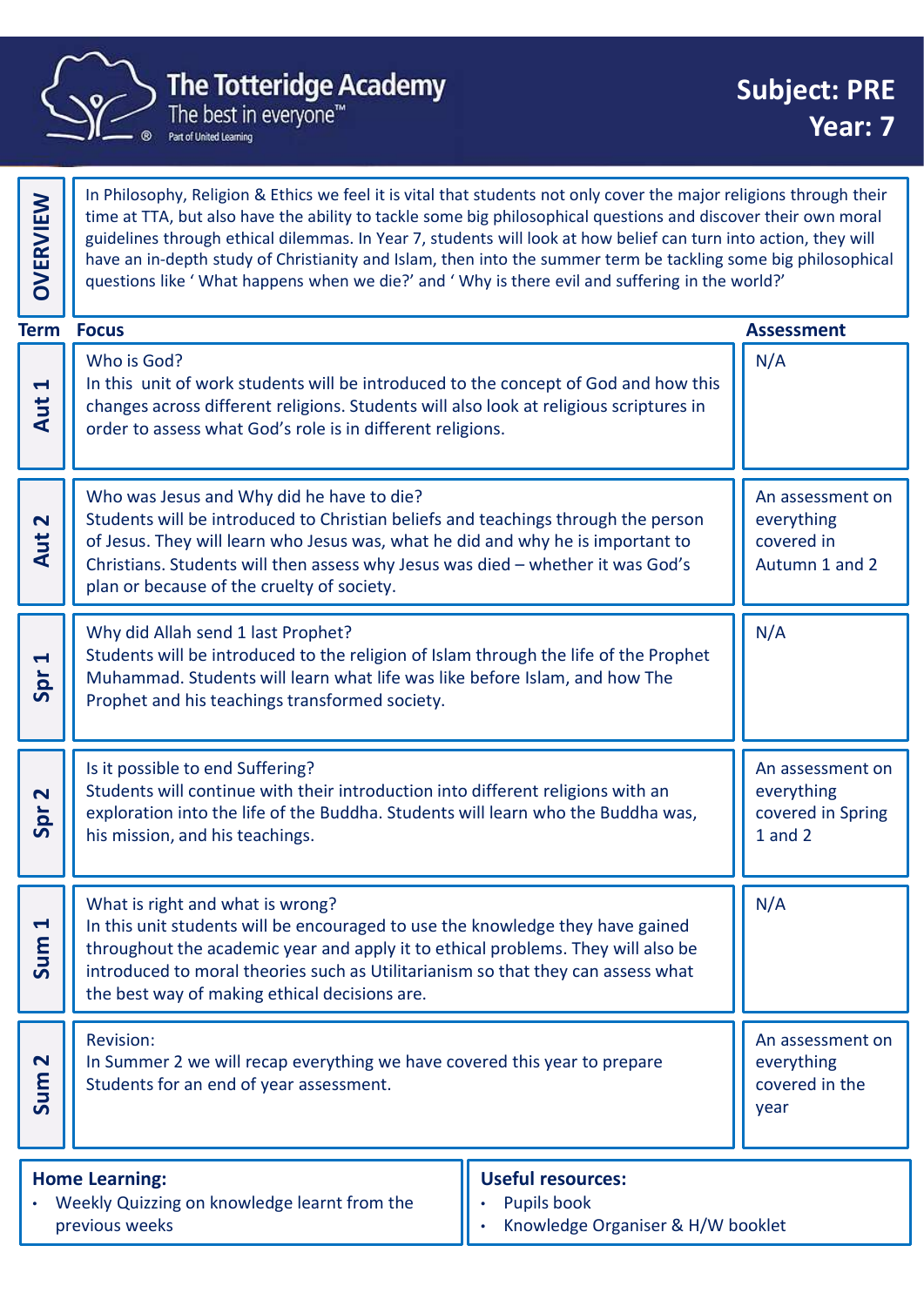# The Totteridge Academy

The best in everyone™

Part of United Learning

## Subject: PRE
## Year: 7

**OVERVIEW**

In Philosophy, Religion & Ethics we feel it is vital that students not only cover the major religions through their time at TTA, but also have the ability to tackle some big philosophical questions and discover their own moral guidelines through ethical dilemmas. In Year 7, students will look at how belief can turn into action, they will have an in-depth study of Christianity and Islam, then into the summer term be tackling some big philosophical questions like ' What happens when we die?' and ' Why is there evil and suffering in the world?'

| Term | Focus | Assessment |
|---|---|---|
| Aut 1 | Who is God?<br>In this unit of work students will be introduced to the concept of God and how this changes across different religions. Students will also look at religious scriptures in order to assess what God's role is in different religions. | N/A |
| Aut 2 | Who was Jesus and Why did he have to die?<br>Students will be introduced to Christian beliefs and teachings through the person of Jesus. They will learn who Jesus was, what he did and why he is important to Christians. Students will then assess why Jesus was died – whether it was God's plan or because of the cruelty of society. | An assessment on everything covered in Autumn 1 and 2 |
| Spr 1 | Why did Allah send 1 last Prophet?<br>Students will be introduced to the religion of Islam through the life of the Prophet Muhammad. Students will learn what life was like before Islam, and how The Prophet and his teachings transformed society. | N/A |
| Spr 2 | Is it possible to end Suffering?<br>Students will continue with their introduction into different religions with an exploration into the life of the Buddha. Students will learn who the Buddha was, his mission, and his teachings. | An assessment on everything covered in Spring 1 and 2 |
| Sum 1 | What is right and what is wrong?<br>In this unit students will be encouraged to use the knowledge they have gained throughout the academic year and apply it to ethical problems. They will also be introduced to moral theories such as Utilitarianism so that they can assess what the best way of making ethical decisions are. | N/A |
| Sum 2 | Revision:<br>In Summer 2 we will recap everything we have covered this year to prepare Students for an end of year assessment. | An assessment on everything covered in the year |

**Home Learning:**

- Weekly Quizzing on knowledge learnt from the previous weeks

**Useful resources:**

- Pupils book
- Knowledge Organiser & H/W booklet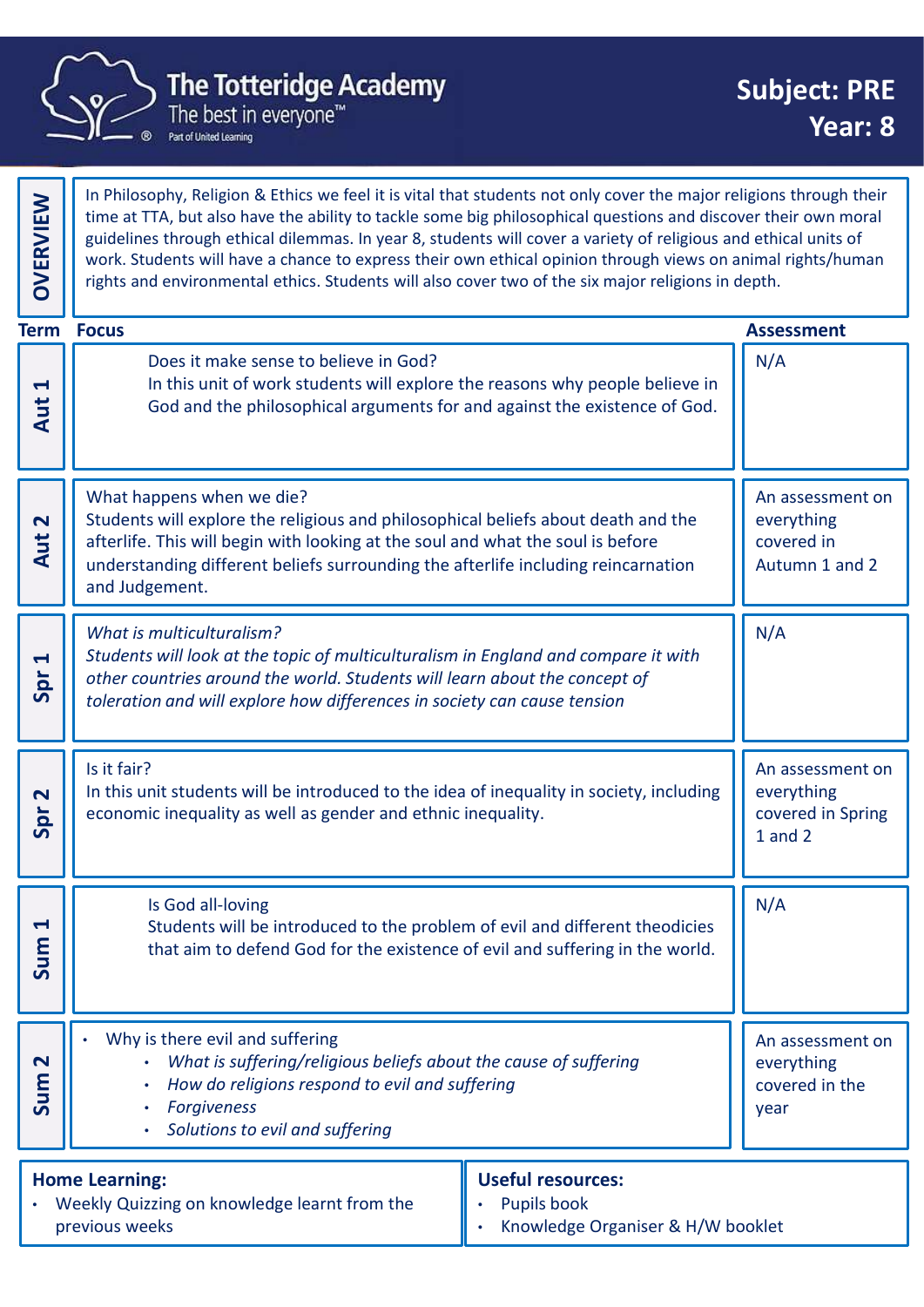# The Totteridge Academy

The best in everyone™

Part of United Learning

**Subject: PRE**
**Year: 8**

## OVERVIEW

In Philosophy, Religion & Ethics we feel it is vital that students not only cover the major religions through their time at TTA, but also have the ability to tackle some big philosophical questions and discover their own moral guidelines through ethical dilemmas. In year 8, students will cover a variety of religious and ethical units of work. Students will have a chance to express their own ethical opinion through views on animal rights/human rights and environmental ethics. Students will also cover two of the six major religions in depth.

| Term | Focus | Assessment |
|---|---|---|
| Aut 1 | Does it make sense to believe in God?<br>In this unit of work students will explore the reasons why people believe in God and the philosophical arguments for and against the existence of God. | N/A |
| Aut 2 | What happens when we die?<br>Students will explore the religious and philosophical beliefs about death and the afterlife. This will begin with looking at the soul and what the soul is before understanding different beliefs surrounding the afterlife including reincarnation and Judgement. | An assessment on everything covered in Autumn 1 and 2 |
| Spr 1 | *What is multiculturalism?*<br>*Students will look at the topic of multiculturalism in England and compare it with other countries around the world. Students will learn about the concept of toleration and will explore how differences in society can cause tension* | N/A |
| Spr 2 | Is it fair?<br>In this unit students will be introduced to the idea of inequality in society, including economic inequality as well as gender and ethnic inequality. | An assessment on everything covered in Spring 1 and 2 |
| Sum 1 | Is God all-loving<br>Students will be introduced to the problem of evil and different theodicies that aim to defend God for the existence of evil and suffering in the world. | N/A |
| Sum 2 | • Why is there evil and suffering<br>&nbsp;&nbsp;&nbsp;&nbsp;• *What is suffering/religious beliefs about the cause of suffering*<br>&nbsp;&nbsp;&nbsp;&nbsp;• *How do religions respond to evil and suffering*<br>&nbsp;&nbsp;&nbsp;&nbsp;• *Forgiveness*<br>&nbsp;&nbsp;&nbsp;&nbsp;• *Solutions to evil and suffering* | An assessment on everything covered in the year |

**Home Learning:**

- Weekly Quizzing on knowledge learnt from the previous weeks

**Useful resources:**

- Pupils book
- Knowledge Organiser & H/W booklet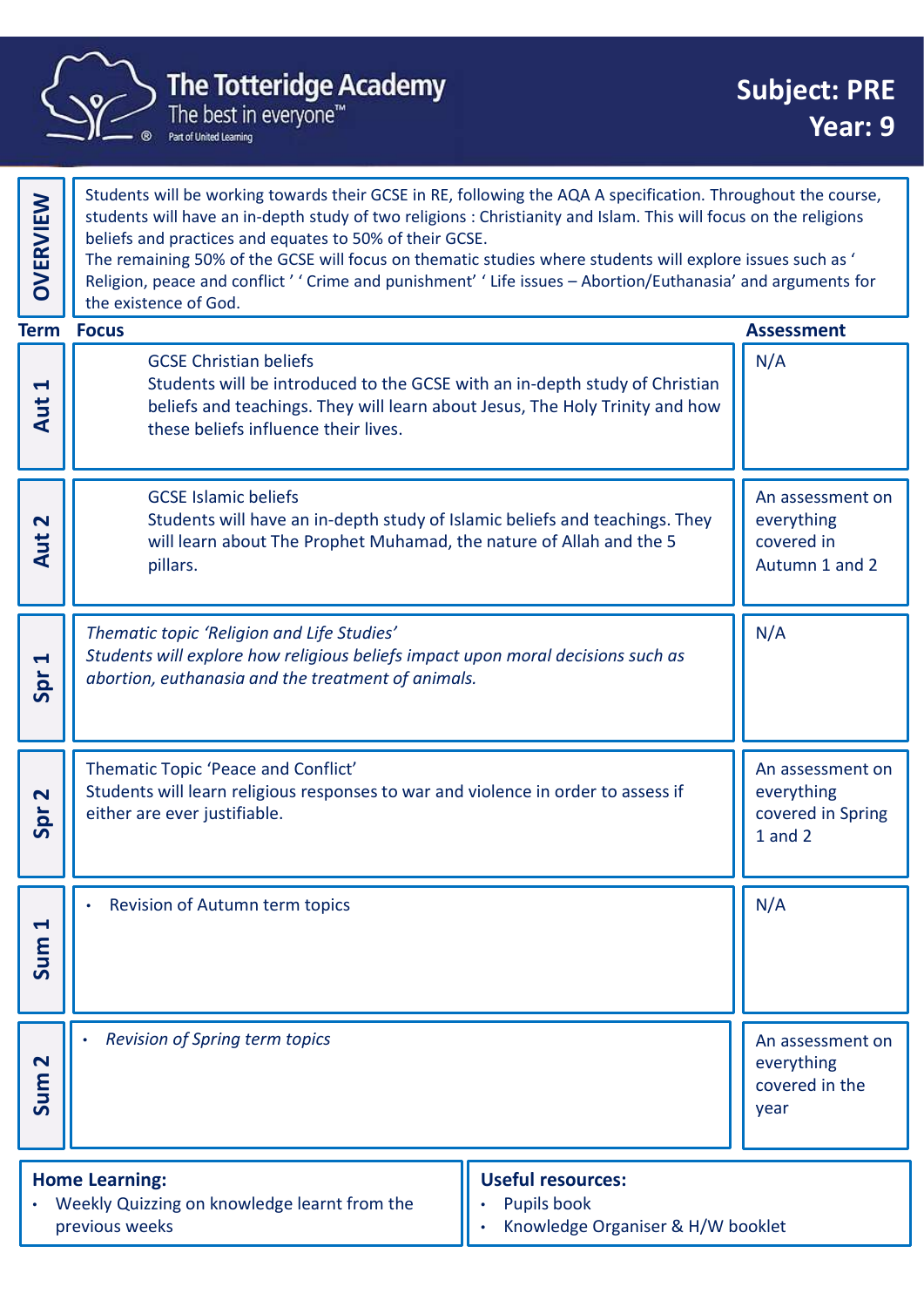# The Totteridge Academy

The best in everyone™

Part of United Learning

**Subject: PRE**
**Year: 9**

## OVERVIEW

Students will be working towards their GCSE in RE, following the AQA A specification. Throughout the course, students will have an in-depth study of two religions : Christianity and Islam. This will focus on the religions beliefs and practices and equates to 50% of their GCSE.
The remaining 50% of the GCSE will focus on thematic studies where students will explore issues such as ' Religion, peace and conflict ' ' Crime and punishment' ' Life issues – Abortion/Euthanasia' and arguments for the existence of God.

| Term | Focus | Assessment |
|---|---|---|
| **Aut 1** | GCSE Christian beliefs<br>Students will be introduced to the GCSE with an in-depth study of Christian beliefs and teachings. They will learn about Jesus, The Holy Trinity and how these beliefs influence their lives. | N/A |
| **Aut 2** | GCSE Islamic beliefs<br>Students will have an in-depth study of Islamic beliefs and teachings. They will learn about The Prophet Muhamad, the nature of Allah and the 5 pillars. | An assessment on everything covered in Autumn 1 and 2 |
| **Spr 1** | *Thematic topic 'Religion and Life Studies'*<br>*Students will explore how religious beliefs impact upon moral decisions such as abortion, euthanasia and the treatment of animals.* | N/A |
| **Spr 2** | Thematic Topic 'Peace and Conflict'<br>Students will learn religious responses to war and violence in order to assess if either are ever justifiable. | An assessment on everything covered in Spring 1 and 2 |
| **Sum 1** | • Revision of Autumn term topics | N/A |
| **Sum 2** | • *Revision of Spring term topics* | An assessment on everything covered in the year |

**Home Learning:**

- Weekly Quizzing on knowledge learnt from the previous weeks

**Useful resources:**

- Pupils book
- Knowledge Organiser & H/W booklet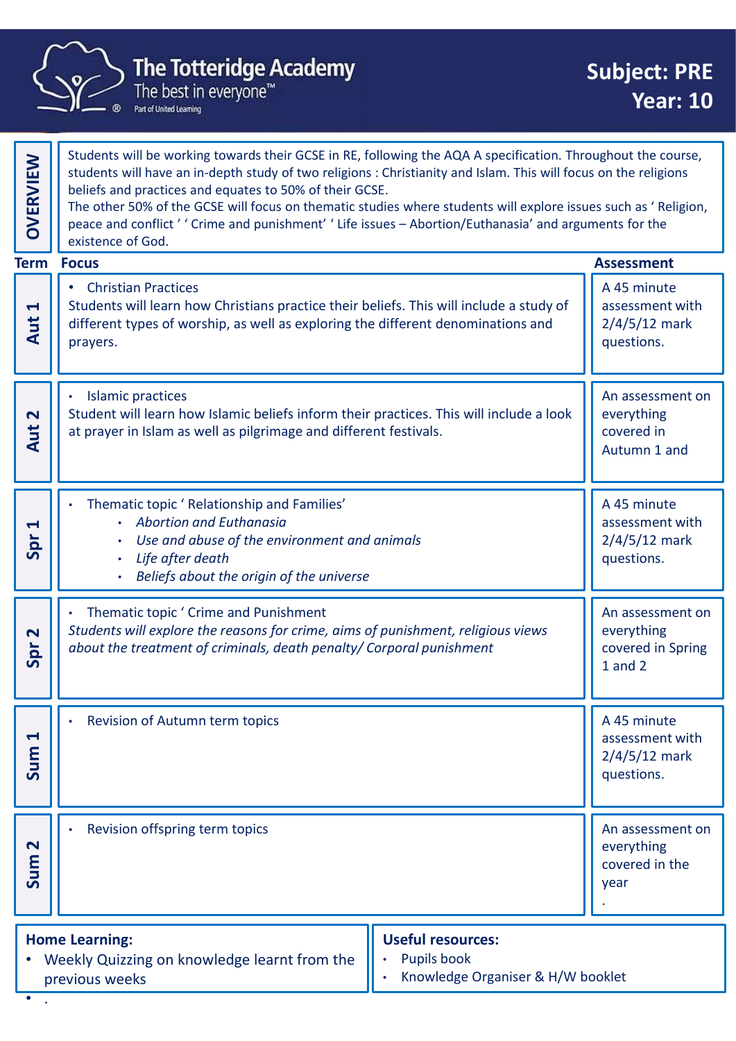# The Totteridge Academy

The best in everyone™

Part of United Learning

**Subject: PRE**
**Year: 10**

| | |
|---|---|
| **OVERVIEW** | Students will be working towards their GCSE in RE, following the AQA A specification. Throughout the course, students will have an in-depth study of two religions : Christianity and Islam. This will focus on the religions beliefs and practices and equates to 50% of their GCSE.<br>The other 50% of the GCSE will focus on thematic studies where students will explore issues such as ' Religion, peace and conflict ' ' Crime and punishment' ' Life issues – Abortion/Euthanasia' and arguments for the existence of God. |

| Term | Focus | Assessment |
|---|---|---|
| **Aut 1** | • Christian Practices<br>Students will learn how Christians practice their beliefs. This will include a study of different types of worship, as well as exploring the different denominations and prayers. | A 45 minute assessment with 2/4/5/12 mark questions. |
| **Aut 2** | • Islamic practices<br>Student will learn how Islamic beliefs inform their practices. This will include a look at prayer in Islam as well as pilgrimage and different festivals. | An assessment on everything covered in Autumn 1 and |
| **Spr 1** | • Thematic topic ' Relationship and Families'<br>• *Abortion and Euthanasia*<br>• *Use and abuse of the environment and animals*<br>• *Life after death*<br>• *Beliefs about the origin of the universe* | A 45 minute assessment with 2/4/5/12 mark questions. |
| **Spr 2** | • Thematic topic ' Crime and Punishment<br>*Students will explore the reasons for crime, aims of punishment, religious views about the treatment of criminals, death penalty/ Corporal punishment* | An assessment on everything covered in Spring 1 and 2 |
| **Sum 1** | • Revision of Autumn term topics | A 45 minute assessment with 2/4/5/12 mark questions. |
| **Sum 2** | • Revision offspring term topics | An assessment on everything covered in the year<br>. |

**Home Learning:**
- Weekly Quizzing on knowledge learnt from the previous weeks
- .

**Useful resources:**
- Pupils book
- Knowledge Organiser & H/W booklet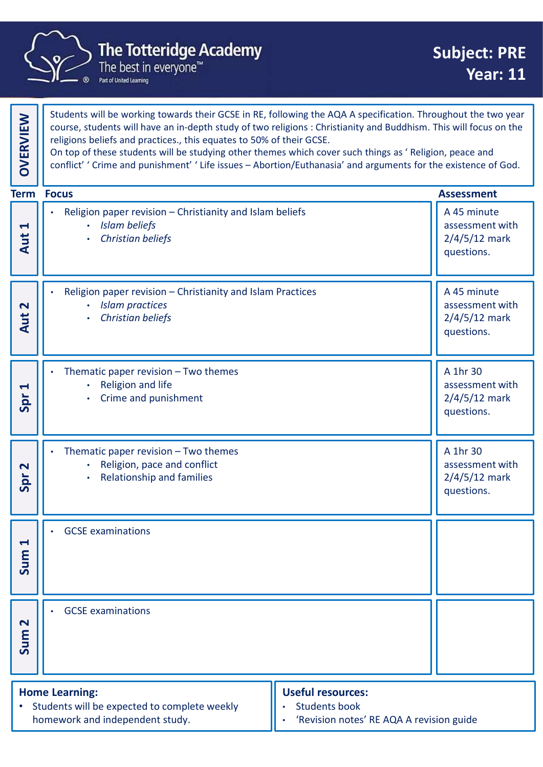# The Totteridge Academy

The best in everyone™

Part of United Learning

**Subject: PRE**
**Year: 11**

## OVERVIEW

Students will be working towards their GCSE in RE, following the AQA A specification. Throughout the two year course, students will have an in-depth study of two religions : Christianity and Buddhism. This will focus on the religions beliefs and practices., this equates to 50% of their GCSE.
On top of these students will be studying other themes which cover such things as ' Religion, peace and conflict' ' Crime and punishment' ' Life issues – Abortion/Euthanasia' and arguments for the existence of God.

| Term | Focus | Assessment |
|---|---|---|
| Aut 1 | • Religion paper revision – Christianity and Islam beliefs<br>  ◦ *Islam beliefs*<br>  ◦ *Christian beliefs* | A 45 minute assessment with 2/4/5/12 mark questions. |
| Aut 2 | • Religion paper revision – Christianity and Islam Practices<br>  ◦ *Islam practices*<br>  ◦ *Christian beliefs* | A 45 minute assessment with 2/4/5/12 mark questions. |
| Spr 1 | • Thematic paper revision – Two themes<br>  ◦ Religion and life<br>  ◦ Crime and punishment | A 1hr 30 assessment with 2/4/5/12 mark questions. |
| Spr 2 | • Thematic paper revision – Two themes<br>  ◦ Religion, pace and conflict<br>  ◦ Relationship and families | A 1hr 30 assessment with 2/4/5/12 mark questions. |
| Sum 1 | • GCSE examinations | |
| Sum 2 | • GCSE examinations | |

**Home Learning:**
- Students will be expected to complete weekly homework and independent study.

**Useful resources:**
- Students book
- 'Revision notes' RE AQA A revision guide